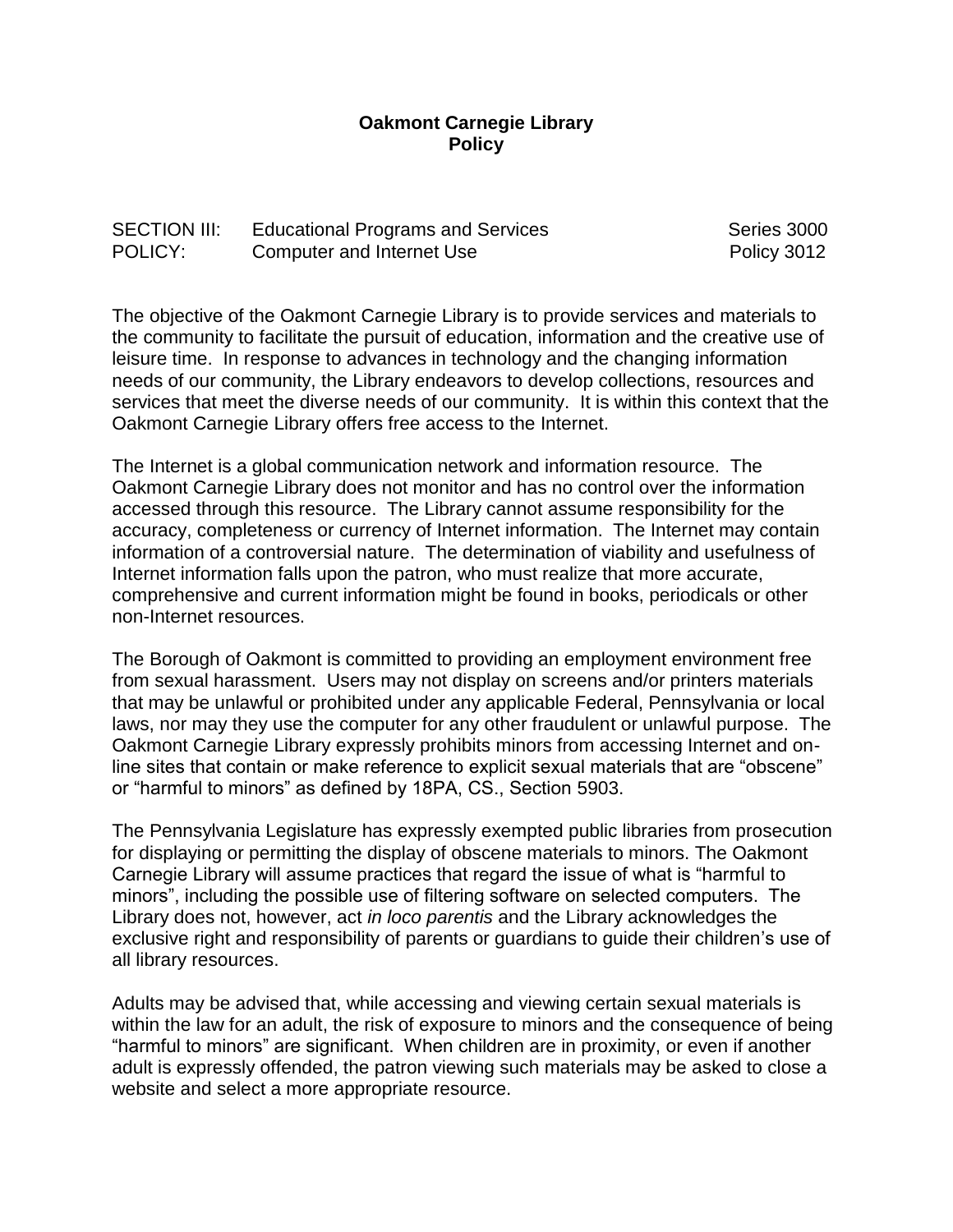**Oakmont Carnegie Library**
**Policy**

| | | |
|---|---|---|
| SECTION III: | Educational Programs and Services | Series 3000 |
| POLICY: | Computer and Internet Use | Policy 3012 |

The objective of the Oakmont Carnegie Library is to provide services and materials to the community to facilitate the pursuit of education, information and the creative use of leisure time. In response to advances in technology and the changing information needs of our community, the Library endeavors to develop collections, resources and services that meet the diverse needs of our community. It is within this context that the Oakmont Carnegie Library offers free access to the Internet.

The Internet is a global communication network and information resource. The Oakmont Carnegie Library does not monitor and has no control over the information accessed through this resource. The Library cannot assume responsibility for the accuracy, completeness or currency of Internet information. The Internet may contain information of a controversial nature. The determination of viability and usefulness of Internet information falls upon the patron, who must realize that more accurate, comprehensive and current information might be found in books, periodicals or other non-Internet resources.

The Borough of Oakmont is committed to providing an employment environment free from sexual harassment. Users may not display on screens and/or printers materials that may be unlawful or prohibited under any applicable Federal, Pennsylvania or local laws, nor may they use the computer for any other fraudulent or unlawful purpose. The Oakmont Carnegie Library expressly prohibits minors from accessing Internet and on-line sites that contain or make reference to explicit sexual materials that are "obscene" or "harmful to minors" as defined by 18PA, CS., Section 5903.

The Pennsylvania Legislature has expressly exempted public libraries from prosecution for displaying or permitting the display of obscene materials to minors. The Oakmont Carnegie Library will assume practices that regard the issue of what is "harmful to minors", including the possible use of filtering software on selected computers. The Library does not, however, act *in loco parentis* and the Library acknowledges the exclusive right and responsibility of parents or guardians to guide their children's use of all library resources.

Adults may be advised that, while accessing and viewing certain sexual materials is within the law for an adult, the risk of exposure to minors and the consequence of being "harmful to minors" are significant. When children are in proximity, or even if another adult is expressly offended, the patron viewing such materials may be asked to close a website and select a more appropriate resource.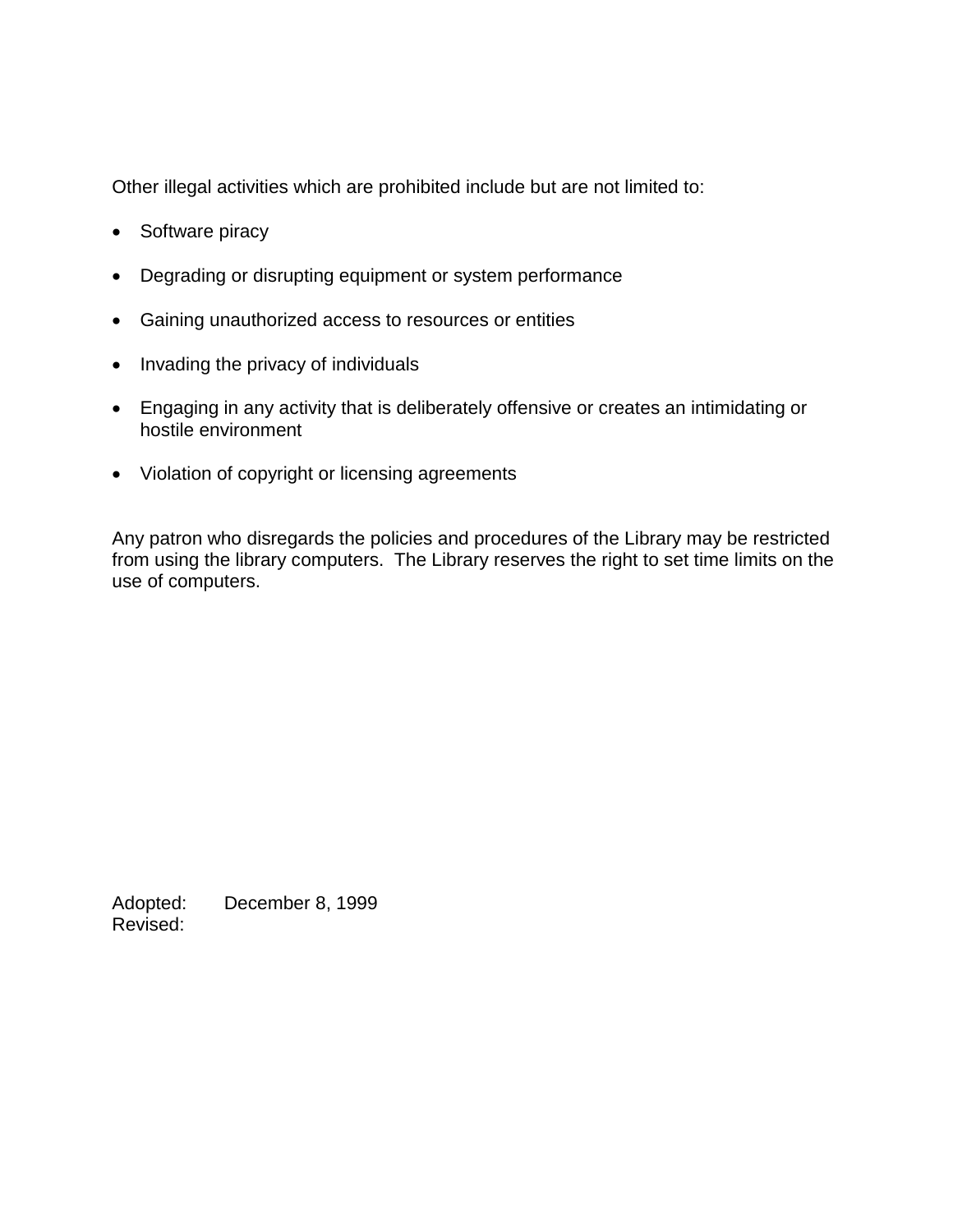Other illegal activities which are prohibited include but are not limited to:

- Software piracy
- Degrading or disrupting equipment or system performance
- Gaining unauthorized access to resources or entities
- Invading the privacy of individuals
- Engaging in any activity that is deliberately offensive or creates an intimidating or hostile environment
- Violation of copyright or licensing agreements

Any patron who disregards the policies and procedures of the Library may be restricted from using the library computers. The Library reserves the right to set time limits on the use of computers.

Adopted: December 8, 1999
Revised: